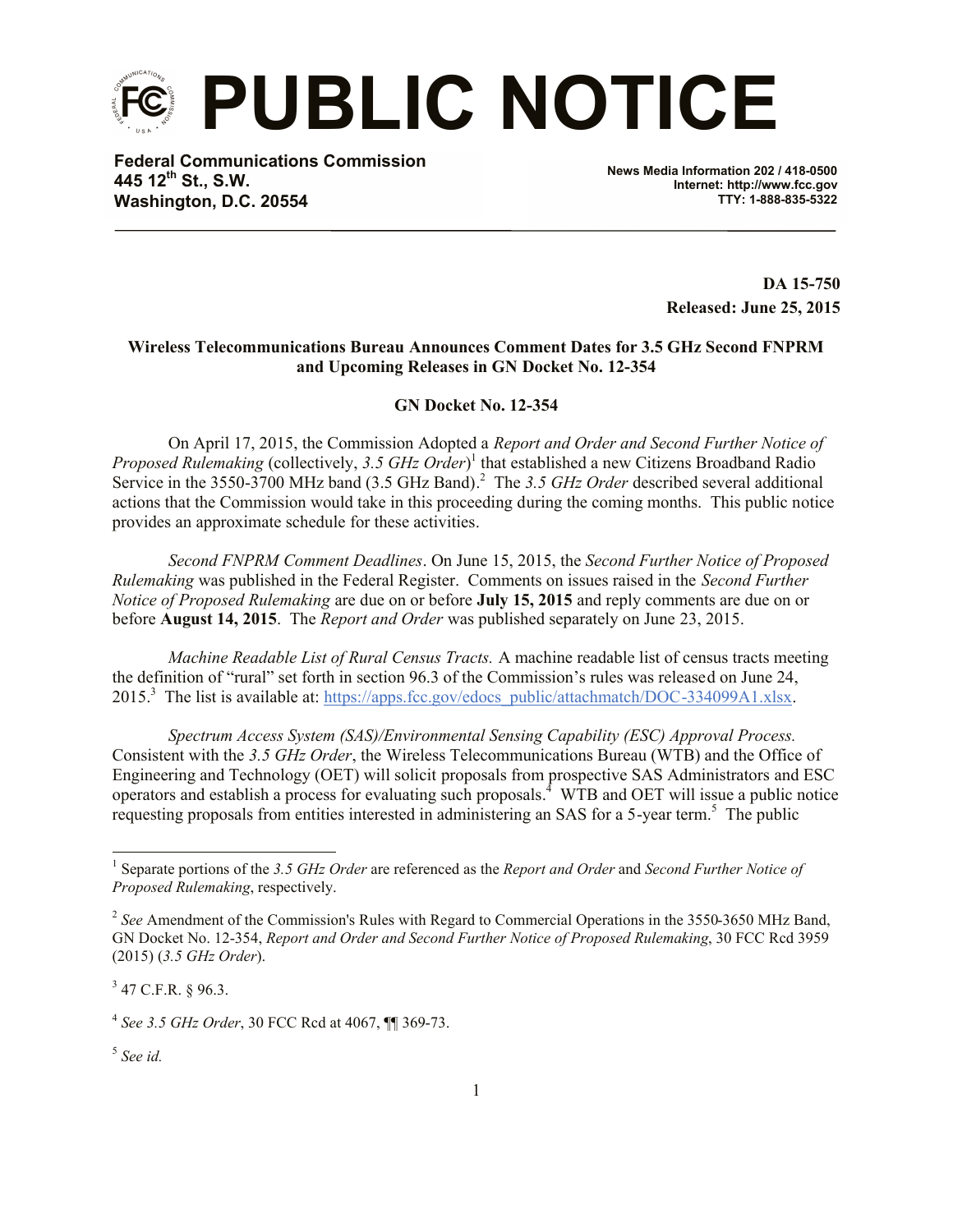# PUBLIC NOTICE

**Federal Communications Commission**
**445 12th St., S.W.**
**Washington, D.C. 20554**

**News Media Information 202 / 418-0500**
**Internet: http://www.fcc.gov**
**TTY: 1-888-835-5322**

**DA 15-750**
**Released: June 25, 2015**

**Wireless Telecommunications Bureau Announces Comment Dates for 3.5 GHz Second FNPRM and Upcoming Releases in GN Docket No. 12-354**

**GN Docket No. 12-354**

On April 17, 2015, the Commission Adopted a *Report and Order and Second Further Notice of Proposed Rulemaking* (collectively, *3.5 GHz Order*)[1] that established a new Citizens Broadband Radio Service in the 3550-3700 MHz band (3.5 GHz Band).[2] The *3.5 GHz Order* described several additional actions that the Commission would take in this proceeding during the coming months. This public notice provides an approximate schedule for these activities.

*Second FNPRM Comment Deadlines*. On June 15, 2015, the *Second Further Notice of Proposed Rulemaking* was published in the Federal Register. Comments on issues raised in the *Second Further Notice of Proposed Rulemaking* are due on or before **July 15, 2015** and reply comments are due on or before **August 14, 2015**. The *Report and Order* was published separately on June 23, 2015.

*Machine Readable List of Rural Census Tracts.* A machine readable list of census tracts meeting the definition of "rural" set forth in section 96.3 of the Commission's rules was released on June 24, 2015.[3] The list is available at: https://apps.fcc.gov/edocs_public/attachmatch/DOC-334099A1.xlsx.

*Spectrum Access System (SAS)/Environmental Sensing Capability (ESC) Approval Process.* Consistent with the *3.5 GHz Order*, the Wireless Telecommunications Bureau (WTB) and the Office of Engineering and Technology (OET) will solicit proposals from prospective SAS Administrators and ESC operators and establish a process for evaluating such proposals.[4] WTB and OET will issue a public notice requesting proposals from entities interested in administering an SAS for a 5-year term.[5] The public

---

[1] Separate portions of the *3.5 GHz Order* are referenced as the *Report and Order* and *Second Further Notice of Proposed Rulemaking*, respectively.

[2] *See* Amendment of the Commission's Rules with Regard to Commercial Operations in the 3550-3650 MHz Band, GN Docket No. 12-354, *Report and Order and Second Further Notice of Proposed Rulemaking*, 30 FCC Rcd 3959 (2015) (*3.5 GHz Order*).

[3] 47 C.F.R. § 96.3.

[4] *See 3.5 GHz Order*, 30 FCC Rcd at 4067, ¶¶ 369-73.

[5] *See id.*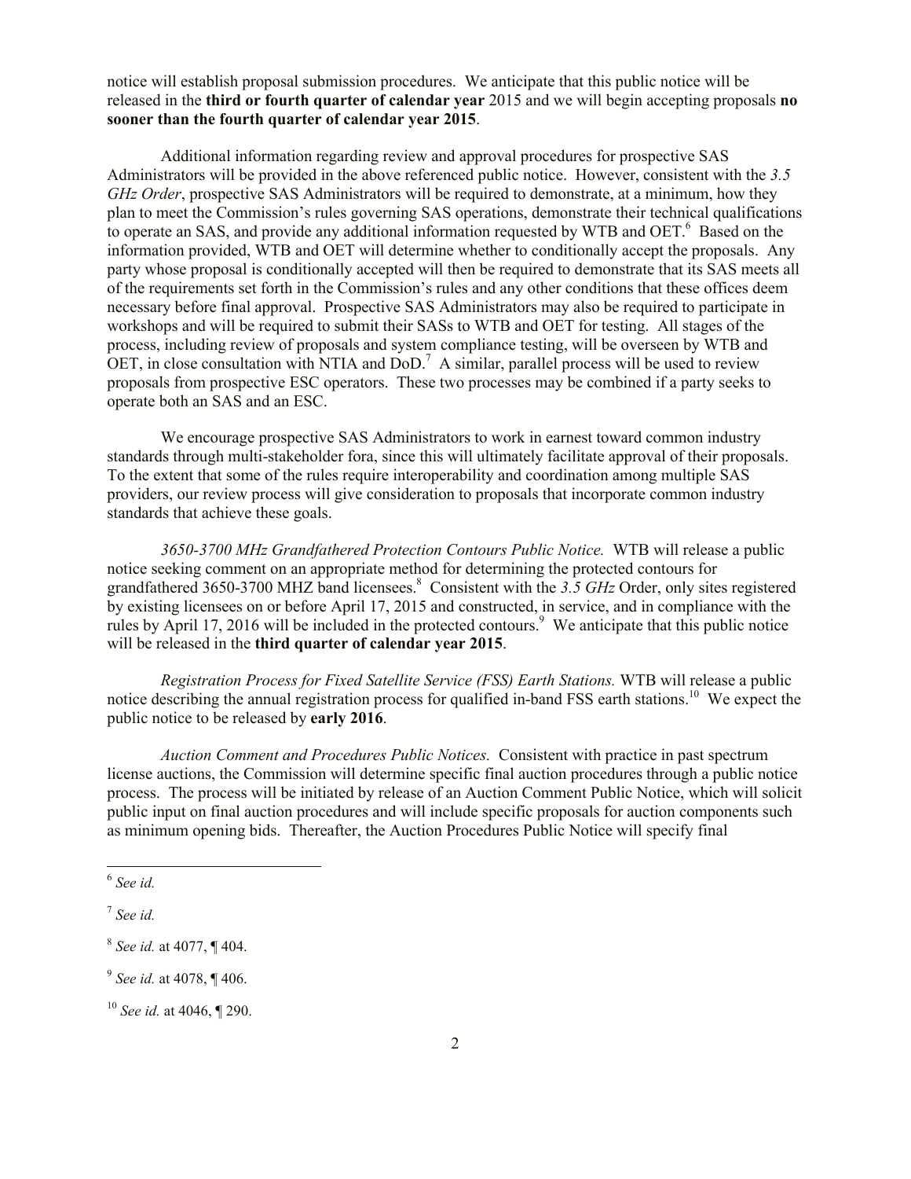notice will establish proposal submission procedures. We anticipate that this public notice will be released in the **third or fourth quarter of calendar year** 2015 and we will begin accepting proposals **no sooner than the fourth quarter of calendar year 2015**.

Additional information regarding review and approval procedures for prospective SAS Administrators will be provided in the above referenced public notice. However, consistent with the *3.5 GHz Order*, prospective SAS Administrators will be required to demonstrate, at a minimum, how they plan to meet the Commission's rules governing SAS operations, demonstrate their technical qualifications to operate an SAS, and provide any additional information requested by WTB and OET.[6] Based on the information provided, WTB and OET will determine whether to conditionally accept the proposals. Any party whose proposal is conditionally accepted will then be required to demonstrate that its SAS meets all of the requirements set forth in the Commission's rules and any other conditions that these offices deem necessary before final approval. Prospective SAS Administrators may also be required to participate in workshops and will be required to submit their SASs to WTB and OET for testing. All stages of the process, including review of proposals and system compliance testing, will be overseen by WTB and OET, in close consultation with NTIA and DoD.[7] A similar, parallel process will be used to review proposals from prospective ESC operators. These two processes may be combined if a party seeks to operate both an SAS and an ESC.

We encourage prospective SAS Administrators to work in earnest toward common industry standards through multi-stakeholder fora, since this will ultimately facilitate approval of their proposals. To the extent that some of the rules require interoperability and coordination among multiple SAS providers, our review process will give consideration to proposals that incorporate common industry standards that achieve these goals.

*3650-3700 MHz Grandfathered Protection Contours Public Notice.* WTB will release a public notice seeking comment on an appropriate method for determining the protected contours for grandfathered 3650-3700 MHZ band licensees.[8] Consistent with the *3.5 GHz* Order, only sites registered by existing licensees on or before April 17, 2015 and constructed, in service, and in compliance with the rules by April 17, 2016 will be included in the protected contours.[9] We anticipate that this public notice will be released in the **third quarter of calendar year 2015**.

*Registration Process for Fixed Satellite Service (FSS) Earth Stations.* WTB will release a public notice describing the annual registration process for qualified in-band FSS earth stations.[10] We expect the public notice to be released by **early 2016**.

*Auction Comment and Procedures Public Notices.* Consistent with practice in past spectrum license auctions, the Commission will determine specific final auction procedures through a public notice process. The process will be initiated by release of an Auction Comment Public Notice, which will solicit public input on final auction procedures and will include specific proposals for auction components such as minimum opening bids. Thereafter, the Auction Procedures Public Notice will specify final

---

[6] *See id.*

[7] *See id.*

[8] *See id.* at 4077, ¶ 404.

[9] *See id.* at 4078, ¶ 406.

[10] *See id.* at 4046, ¶ 290.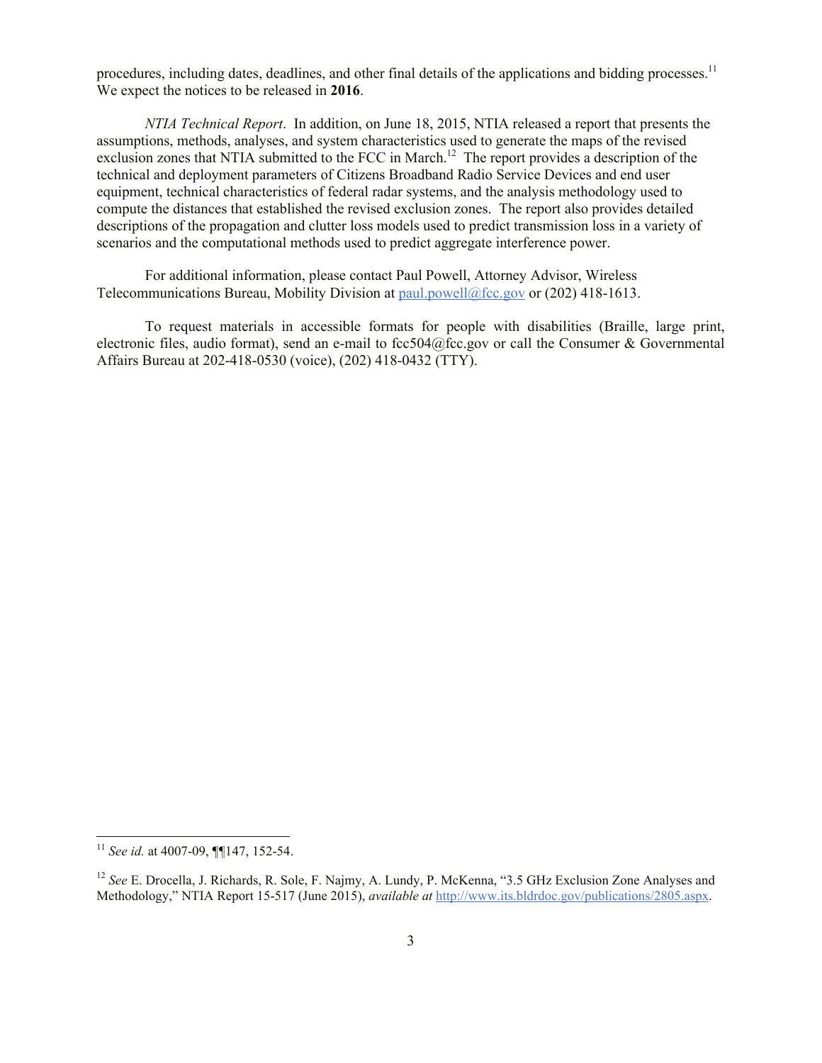procedures, including dates, deadlines, and other final details of the applications and bidding processes.[11] We expect the notices to be released in **2016**.

*NTIA Technical Report*. In addition, on June 18, 2015, NTIA released a report that presents the assumptions, methods, analyses, and system characteristics used to generate the maps of the revised exclusion zones that NTIA submitted to the FCC in March.[12] The report provides a description of the technical and deployment parameters of Citizens Broadband Radio Service Devices and end user equipment, technical characteristics of federal radar systems, and the analysis methodology used to compute the distances that established the revised exclusion zones. The report also provides detailed descriptions of the propagation and clutter loss models used to predict transmission loss in a variety of scenarios and the computational methods used to predict aggregate interference power.

For additional information, please contact Paul Powell, Attorney Advisor, Wireless Telecommunications Bureau, Mobility Division at paul.powell@fcc.gov or (202) 418-1613.

To request materials in accessible formats for people with disabilities (Braille, large print, electronic files, audio format), send an e-mail to fcc504@fcc.gov or call the Consumer & Governmental Affairs Bureau at 202-418-0530 (voice), (202) 418-0432 (TTY).

---

[11] *See id.* at 4007-09, ¶¶147, 152-54.

[12] *See* E. Drocella, J. Richards, R. Sole, F. Najmy, A. Lundy, P. McKenna, "3.5 GHz Exclusion Zone Analyses and Methodology," NTIA Report 15-517 (June 2015), *available at* http://www.its.bldrdoc.gov/publications/2805.aspx.